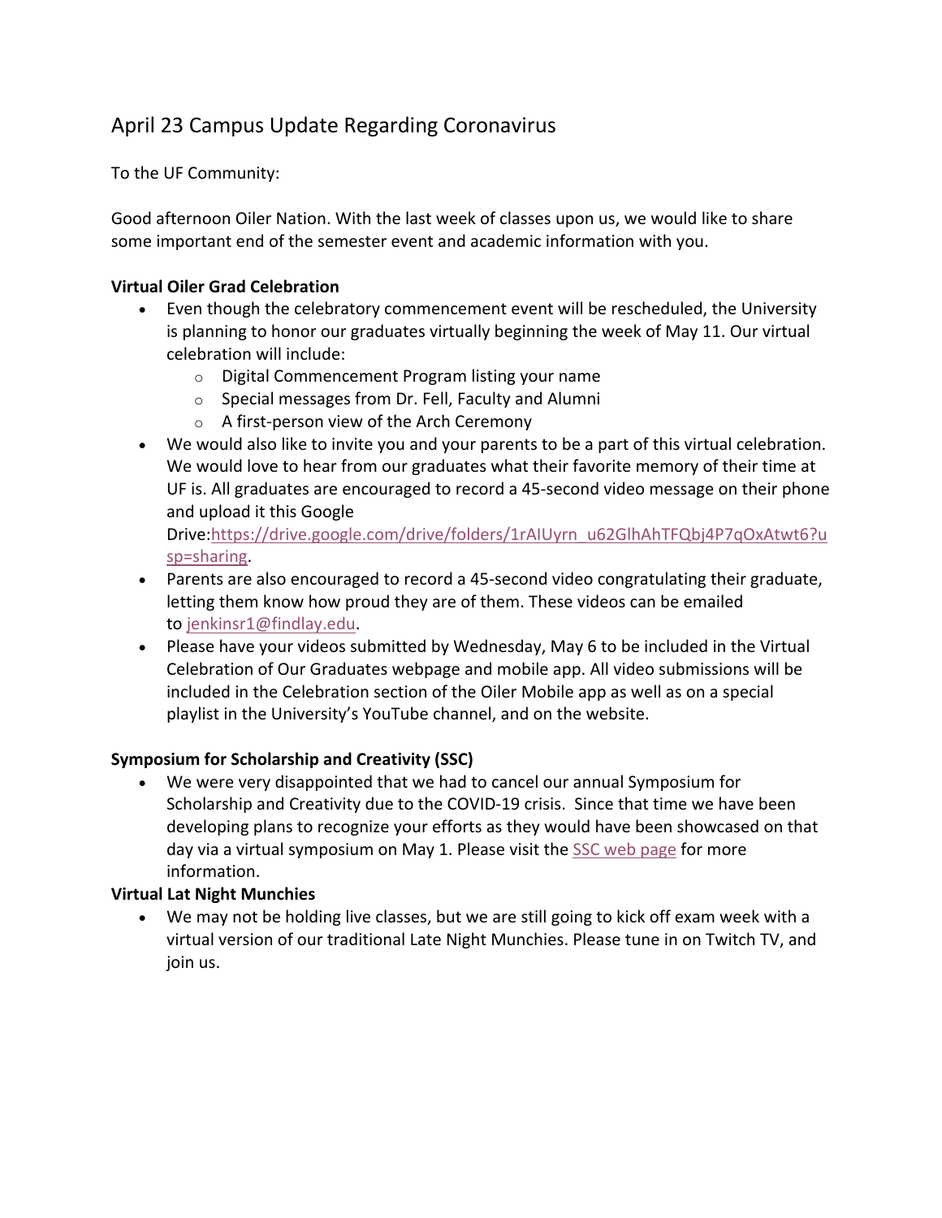# April 23 Campus Update Regarding Coronavirus

To the UF Community:

Good afternoon Oiler Nation. With the last week of classes upon us, we would like to share some important end of the semester event and academic information with you.

**Virtual Oiler Grad Celebration**

- Even though the celebratory commencement event will be rescheduled, the University is planning to honor our graduates virtually beginning the week of May 11. Our virtual celebration will include:
  - Digital Commencement Program listing your name
  - Special messages from Dr. Fell, Faculty and Alumni
  - A first-person view of the Arch Ceremony
- We would also like to invite you and your parents to be a part of this virtual celebration. We would love to hear from our graduates what their favorite memory of their time at UF is. All graduates are encouraged to record a 45-second video message on their phone and upload it this Google Drive:https://drive.google.com/drive/folders/1rAIUyrn_u62GlhAhTFQbj4P7qOxAtwt6?usp=sharing.
- Parents are also encouraged to record a 45-second video congratulating their graduate, letting them know how proud they are of them. These videos can be emailed to jenkinsr1@findlay.edu.
- Please have your videos submitted by Wednesday, May 6 to be included in the Virtual Celebration of Our Graduates webpage and mobile app. All video submissions will be included in the Celebration section of the Oiler Mobile app as well as on a special playlist in the University's YouTube channel, and on the website.

**Symposium for Scholarship and Creativity (SSC)**

- We were very disappointed that we had to cancel our annual Symposium for Scholarship and Creativity due to the COVID-19 crisis. Since that time we have been developing plans to recognize your efforts as they would have been showcased on that day via a virtual symposium on May 1. Please visit the SSC web page for more information.

**Virtual Lat Night Munchies**

- We may not be holding live classes, but we are still going to kick off exam week with a virtual version of our traditional Late Night Munchies. Please tune in on Twitch TV, and join us.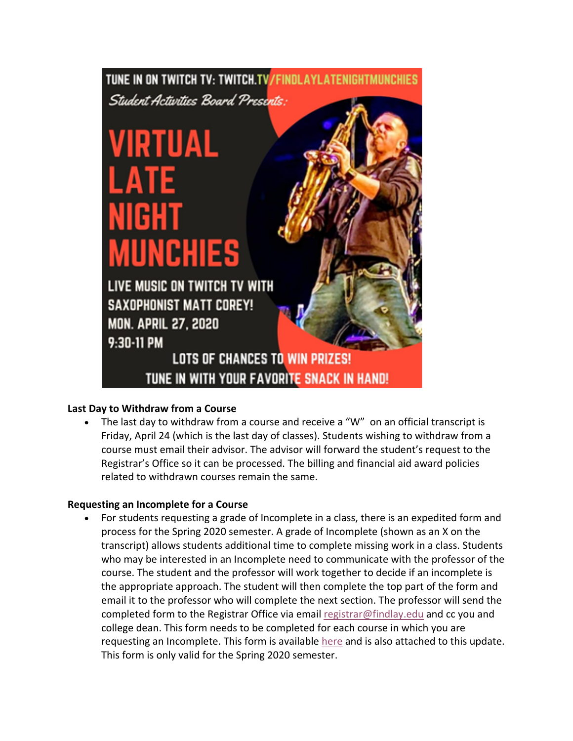TUNE IN ON TWITCH TV: TWITCH.TV/FINDLAYLATENIGHTMUNCHIES

*Student Activities Board Presents:*

# VIRTUAL LATE NIGHT MUNCHIES

LIVE MUSIC ON TWITCH TV WITH SAXOPHONIST MATT COREY!
MON. APRIL 27, 2020
9:30-11 PM

LOTS OF CHANCES TO WIN PRIZES!
TUNE IN WITH YOUR FAVORITE SNACK IN HAND!

**Last Day to Withdraw from a Course**

- The last day to withdraw from a course and receive a "W" on an official transcript is Friday, April 24 (which is the last day of classes). Students wishing to withdraw from a course must email their advisor. The advisor will forward the student's request to the Registrar's Office so it can be processed. The billing and financial aid award policies related to withdrawn courses remain the same.

**Requesting an Incomplete for a Course**

- For students requesting a grade of Incomplete in a class, there is an expedited form and process for the Spring 2020 semester. A grade of Incomplete (shown as an X on the transcript) allows students additional time to complete missing work in a class. Students who may be interested in an Incomplete need to communicate with the professor of the course. The student and the professor will work together to decide if an incomplete is the appropriate approach. The student will then complete the top part of the form and email it to the professor who will complete the next section. The professor will send the completed form to the Registrar Office via email registrar@findlay.edu and cc you and college dean. This form needs to be completed for each course in which you are requesting an Incomplete. This form is available here and is also attached to this update. This form is only valid for the Spring 2020 semester.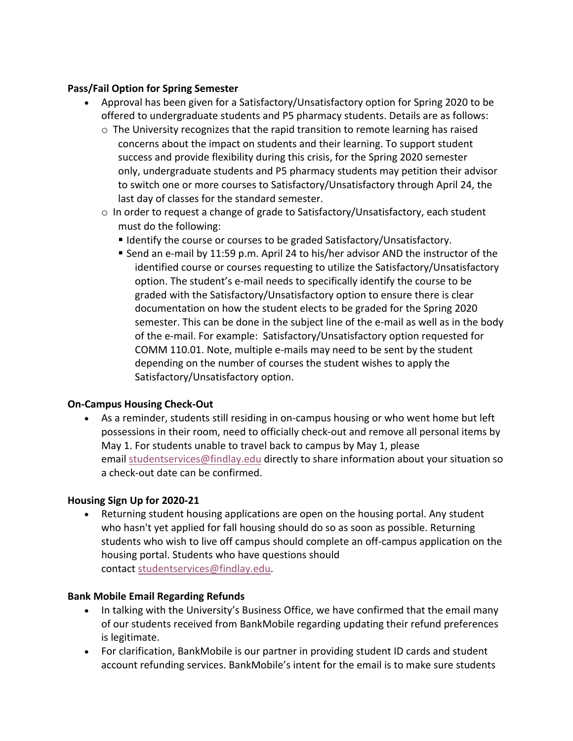**Pass/Fail Option for Spring Semester**

- Approval has been given for a Satisfactory/Unsatisfactory option for Spring 2020 to be offered to undergraduate students and P5 pharmacy students. Details are as follows:
  - The University recognizes that the rapid transition to remote learning has raised concerns about the impact on students and their learning. To support student success and provide flexibility during this crisis, for the Spring 2020 semester only, undergraduate students and P5 pharmacy students may petition their advisor to switch one or more courses to Satisfactory/Unsatisfactory through April 24, the last day of classes for the standard semester.
  - In order to request a change of grade to Satisfactory/Unsatisfactory, each student must do the following:
    - Identify the course or courses to be graded Satisfactory/Unsatisfactory.
    - Send an e-mail by 11:59 p.m. April 24 to his/her advisor AND the instructor of the identified course or courses requesting to utilize the Satisfactory/Unsatisfactory option. The student's e-mail needs to specifically identify the course to be graded with the Satisfactory/Unsatisfactory option to ensure there is clear documentation on how the student elects to be graded for the Spring 2020 semester. This can be done in the subject line of the e-mail as well as in the body of the e-mail. For example: Satisfactory/Unsatisfactory option requested for COMM 110.01. Note, multiple e-mails may need to be sent by the student depending on the number of courses the student wishes to apply the Satisfactory/Unsatisfactory option.

**On-Campus Housing Check-Out**

- As a reminder, students still residing in on-campus housing or who went home but left possessions in their room, need to officially check-out and remove all personal items by May 1. For students unable to travel back to campus by May 1, please email studentservices@findlay.edu directly to share information about your situation so a check-out date can be confirmed.

**Housing Sign Up for 2020-21**

- Returning student housing applications are open on the housing portal. Any student who hasn't yet applied for fall housing should do so as soon as possible. Returning students who wish to live off campus should complete an off-campus application on the housing portal. Students who have questions should contact studentservices@findlay.edu.

**Bank Mobile Email Regarding Refunds**

- In talking with the University's Business Office, we have confirmed that the email many of our students received from BankMobile regarding updating their refund preferences is legitimate.
- For clarification, BankMobile is our partner in providing student ID cards and student account refunding services. BankMobile's intent for the email is to make sure students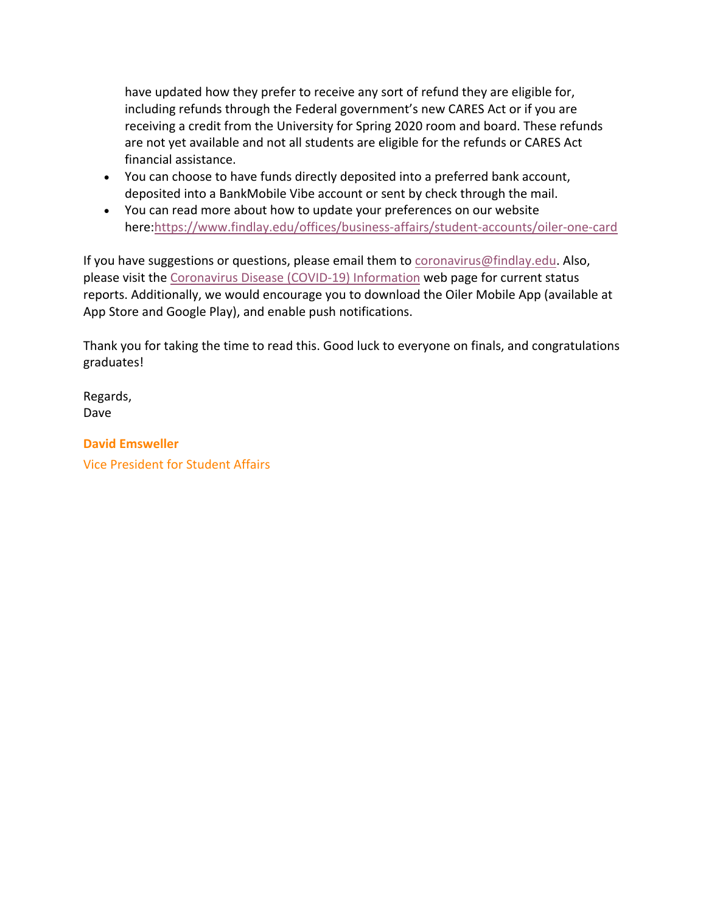have updated how they prefer to receive any sort of refund they are eligible for, including refunds through the Federal government's new CARES Act or if you are receiving a credit from the University for Spring 2020 room and board. These refunds are not yet available and not all students are eligible for the refunds or CARES Act financial assistance.

- You can choose to have funds directly deposited into a preferred bank account, deposited into a BankMobile Vibe account or sent by check through the mail.
- You can read more about how to update your preferences on our website here:[https://www.findlay.edu/offices/business-affairs/student-accounts/oiler-one-card](https://www.findlay.edu/offices/business-affairs/student-accounts/oiler-one-card)

If you have suggestions or questions, please email them to [coronavirus@findlay.edu](mailto:coronavirus@findlay.edu). Also, please visit the [Coronavirus Disease (COVID-19) Information]() web page for current status reports. Additionally, we would encourage you to download the Oiler Mobile App (available at App Store and Google Play), and enable push notifications.

Thank you for taking the time to read this. Good luck to everyone on finals, and congratulations graduates!

Regards,
Dave

**David Emsweller**
Vice President for Student Affairs